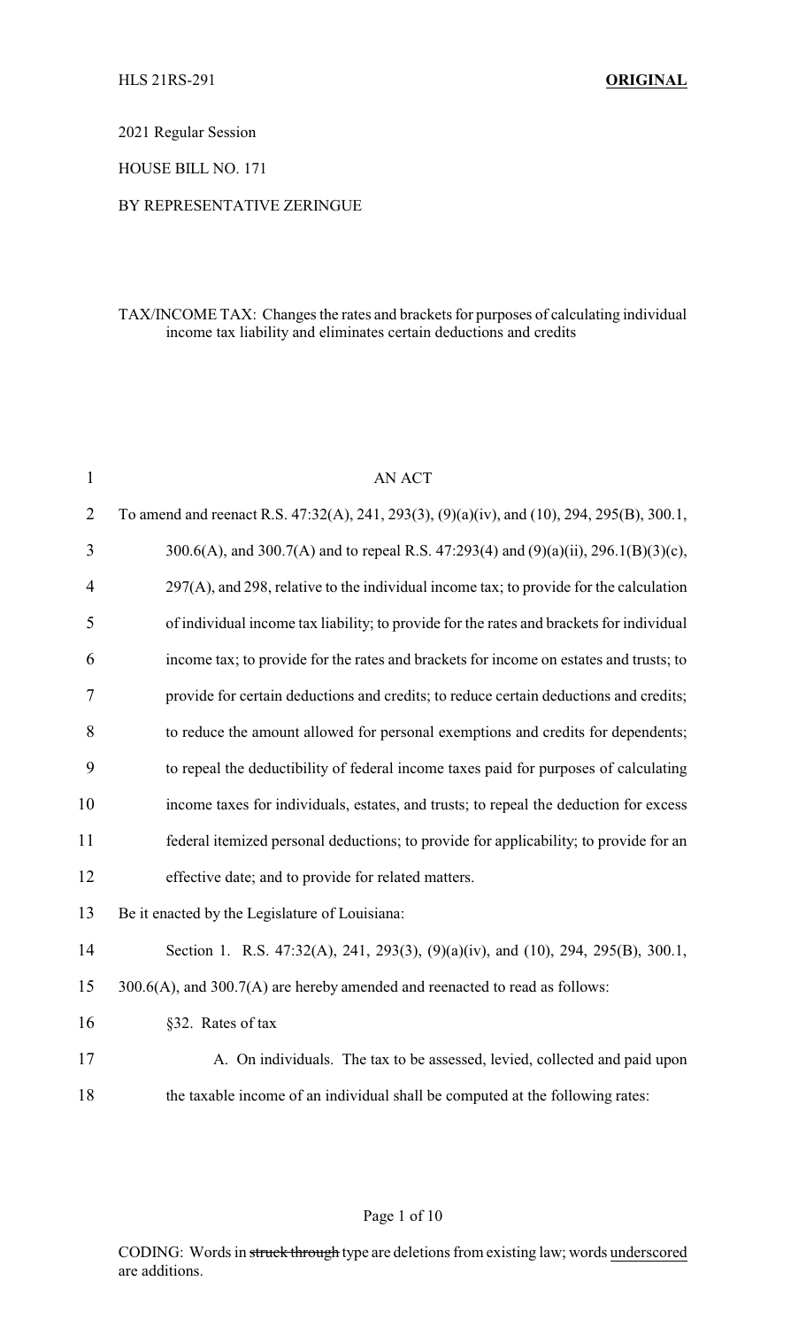HLS 21RS-291 **ORIGINAL**

2021 Regular Session

HOUSE BILL NO. 171

BY REPRESENTATIVE ZERINGUE

TAX/INCOME TAX: Changes the rates and brackets for purposes of calculating individual income tax liability and eliminates certain deductions and credits

AN ACT

To amend and reenact R.S. 47:32(A), 241, 293(3), (9)(a)(iv), and (10), 294, 295(B), 300.1, 300.6(A), and 300.7(A) and to repeal R.S. 47:293(4) and (9)(a)(ii), 296.1(B)(3)(c), 297(A), and 298, relative to the individual income tax; to provide for the calculation of individual income tax liability; to provide for the rates and brackets for individual income tax; to provide for the rates and brackets for income on estates and trusts; to provide for certain deductions and credits; to reduce certain deductions and credits; to reduce the amount allowed for personal exemptions and credits for dependents; to repeal the deductibility of federal income taxes paid for purposes of calculating income taxes for individuals, estates, and trusts; to repeal the deduction for excess federal itemized personal deductions; to provide for applicability; to provide for an effective date; and to provide for related matters.

Be it enacted by the Legislature of Louisiana:

Section 1. R.S. 47:32(A), 241, 293(3), (9)(a)(iv), and (10), 294, 295(B), 300.1, 300.6(A), and 300.7(A) are hereby amended and reenacted to read as follows:

§32. Rates of tax

A. On individuals. The tax to be assessed, levied, collected and paid upon the taxable income of an individual shall be computed at the following rates:

CODING: Words in ~~struck through~~ type are deletions from existing law; words underscored are additions.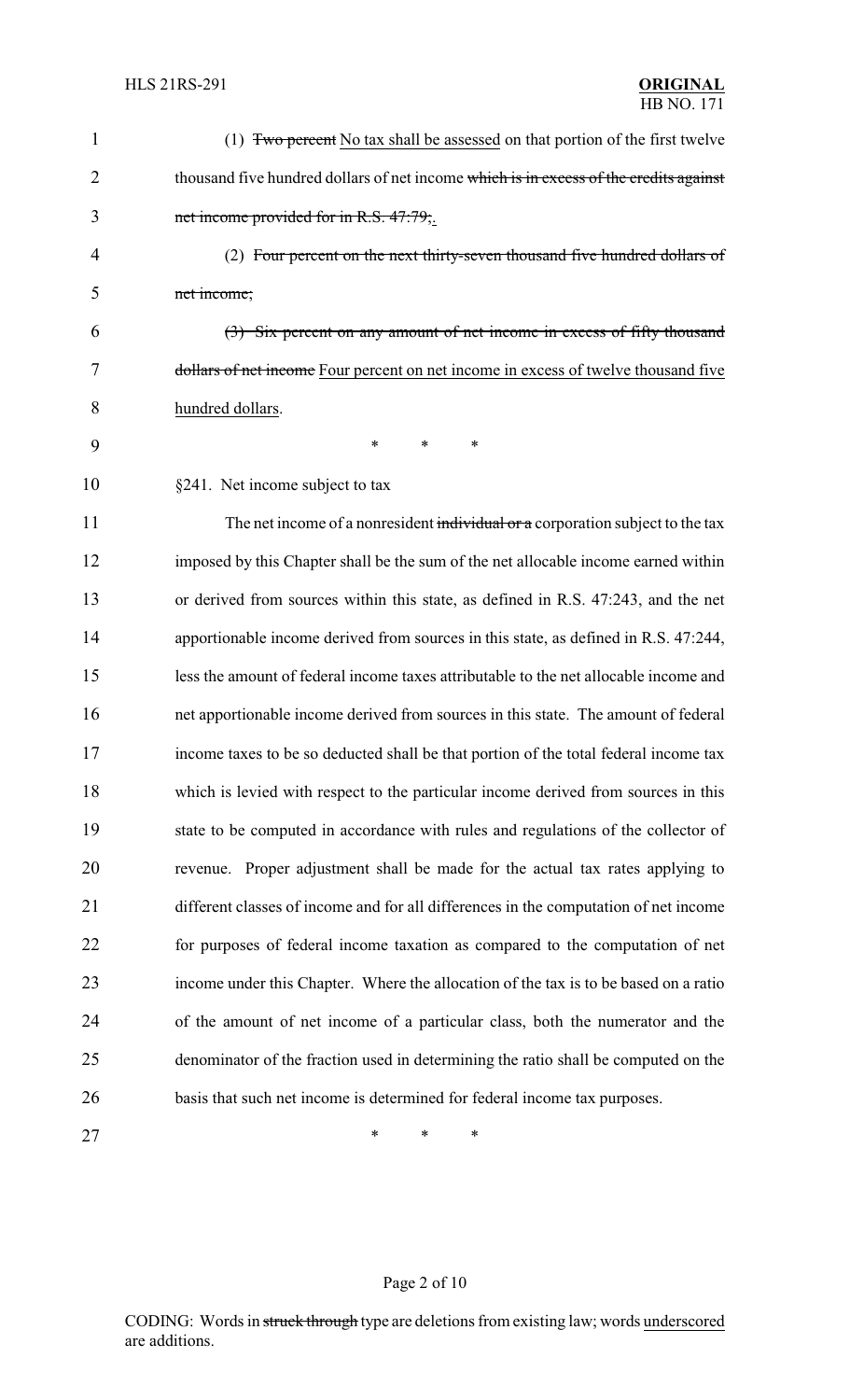(1) ~~Two percent~~ <u>No tax shall be assessed</u> on that portion of the first twelve thousand five hundred dollars of net income ~~which is in excess of the credits against net income provided for in R.S. 47:79;~~<u>.</u>

(2) ~~Four percent on the next thirty-seven thousand five hundred dollars of net income;~~

~~(3) Six percent on any amount of net income in excess of fifty thousand dollars of net income~~ <u>Four percent on net income in excess of twelve thousand five hundred dollars</u>.

\* \* \*

§241. Net income subject to tax

The net income of a nonresident ~~individual or a~~ corporation subject to the tax imposed by this Chapter shall be the sum of the net allocable income earned within or derived from sources within this state, as defined in R.S. 47:243, and the net apportionable income derived from sources in this state, as defined in R.S. 47:244, less the amount of federal income taxes attributable to the net allocable income and net apportionable income derived from sources in this state. The amount of federal income taxes to be so deducted shall be that portion of the total federal income tax which is levied with respect to the particular income derived from sources in this state to be computed in accordance with rules and regulations of the collector of revenue. Proper adjustment shall be made for the actual tax rates applying to different classes of income and for all differences in the computation of net income for purposes of federal income taxation as compared to the computation of net income under this Chapter. Where the allocation of the tax is to be based on a ratio of the amount of net income of a particular class, both the numerator and the denominator of the fraction used in determining the ratio shall be computed on the basis that such net income is determined for federal income tax purposes.

\* \* \*

CODING: Words in ~~struck through~~ type are deletions from existing law; words <u>underscored</u> are additions.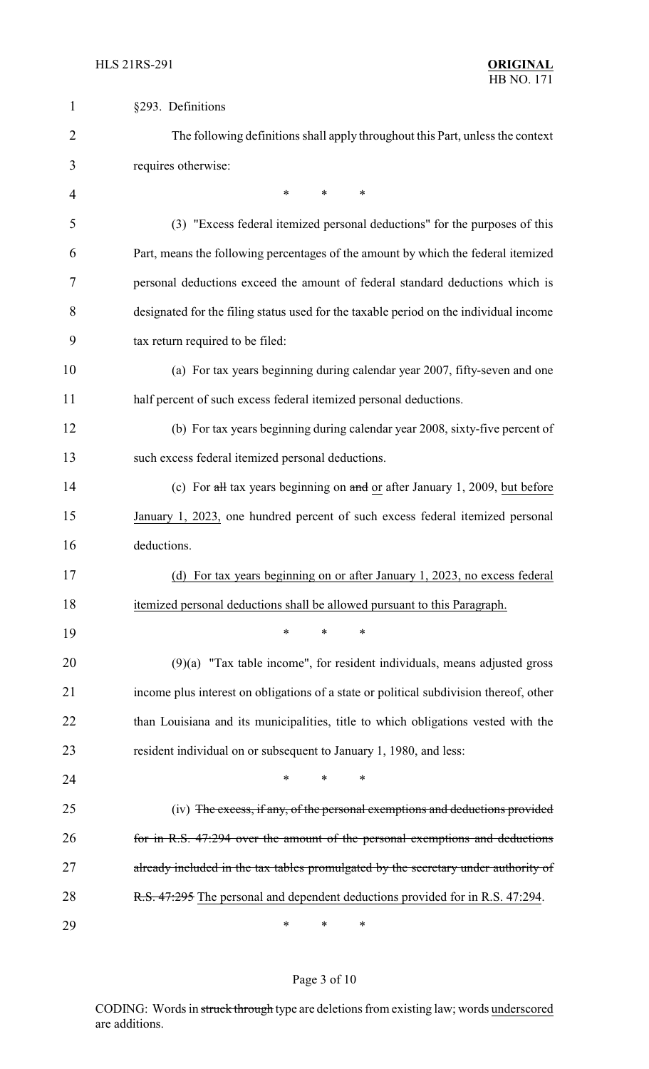§293. Definitions

The following definitions shall apply throughout this Part, unless the context requires otherwise:

\* \* \*

(3) "Excess federal itemized personal deductions" for the purposes of this Part, means the following percentages of the amount by which the federal itemized personal deductions exceed the amount of federal standard deductions which is designated for the filing status used for the taxable period on the individual income tax return required to be filed:

(a) For tax years beginning during calendar year 2007, fifty-seven and one half percent of such excess federal itemized personal deductions.

(b) For tax years beginning during calendar year 2008, sixty-five percent of such excess federal itemized personal deductions.

(c) For ~~all~~ tax years beginning on ~~and~~ <u>or</u> after January 1, 2009, <u>but before January 1, 2023,</u> one hundred percent of such excess federal itemized personal deductions.

<u>(d) For tax years beginning on or after January 1, 2023, no excess federal itemized personal deductions shall be allowed pursuant to this Paragraph.</u>

\* \* \*

(9)(a) "Tax table income", for resident individuals, means adjusted gross income plus interest on obligations of a state or political subdivision thereof, other than Louisiana and its municipalities, title to which obligations vested with the resident individual on or subsequent to January 1, 1980, and less:

\* \* \*

(iv) ~~The excess, if any, of the personal exemptions and deductions provided for in R.S. 47:294 over the amount of the personal exemptions and deductions already included in the tax tables promulgated by the secretary under authority of R.S. 47:295~~ <u>The personal and dependent deductions provided for in R.S. 47:294</u>.

\* \* \*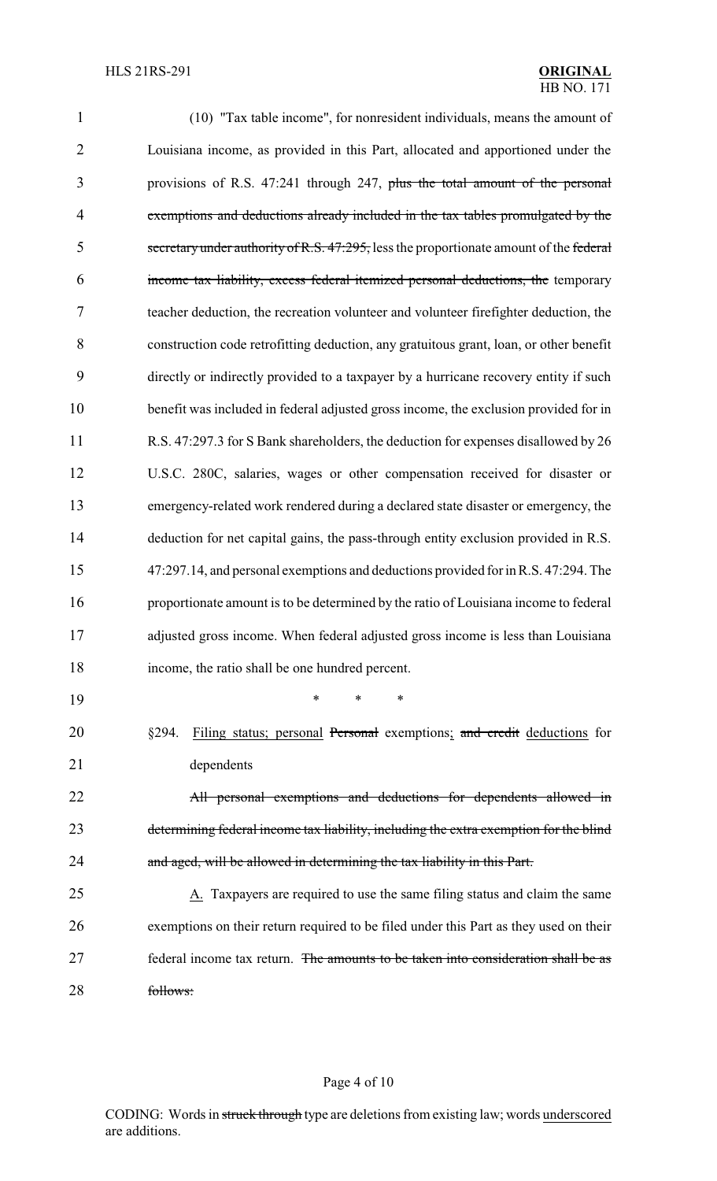(10) "Tax table income", for nonresident individuals, means the amount of Louisiana income, as provided in this Part, allocated and apportioned under the provisions of R.S. 47:241 through 247, ~~plus the total amount of the personal exemptions and deductions already included in the tax tables promulgated by the secretary under authority of R.S. 47:295,~~ less the proportionate amount of the ~~federal income tax liability, excess federal itemized personal deductions, the~~ temporary teacher deduction, the recreation volunteer and volunteer firefighter deduction, the construction code retrofitting deduction, any gratuitous grant, loan, or other benefit directly or indirectly provided to a taxpayer by a hurricane recovery entity if such benefit was included in federal adjusted gross income, the exclusion provided for in R.S. 47:297.3 for S Bank shareholders, the deduction for expenses disallowed by 26 U.S.C. 280C, salaries, wages or other compensation received for disaster or emergency-related work rendered during a declared state disaster or emergency, the deduction for net capital gains, the pass-through entity exclusion provided in R.S. 47:297.14, and personal exemptions and deductions provided for in R.S. 47:294. The proportionate amount is to be determined by the ratio of Louisiana income to federal adjusted gross income. When federal adjusted gross income is less than Louisiana income, the ratio shall be one hundred percent.

\* \* \*

§294. <u>Filing status; personal</u> ~~Personal~~ exemptions<u>;</u> ~~and credit~~ <u>deductions</u> for dependents

~~All personal exemptions and deductions for dependents allowed in determining federal income tax liability, including the extra exemption for the blind and aged, will be allowed in determining the tax liability in this Part.~~

<u>A.</u> Taxpayers are required to use the same filing status and claim the same exemptions on their return required to be filed under this Part as they used on their federal income tax return. ~~The amounts to be taken into consideration shall be as follows:~~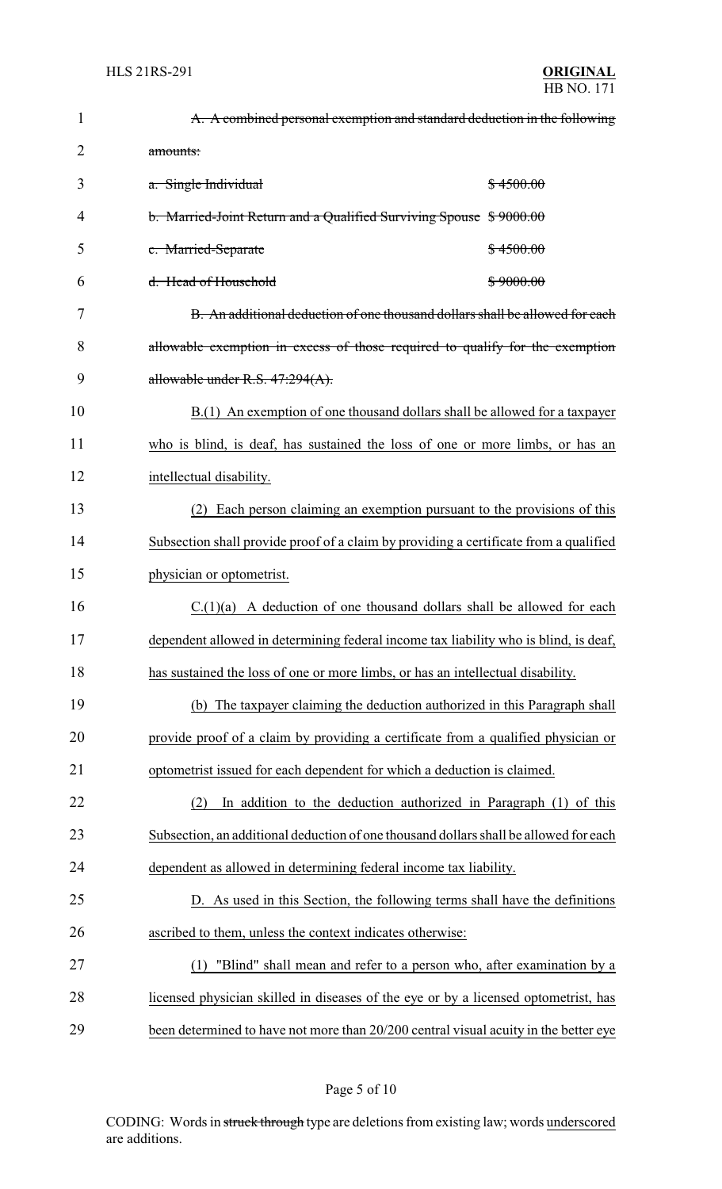~~A. A combined personal exemption and standard deduction in the following amounts:~~

| | |
|---|---|
| ~~a. Single Individual~~ | ~~$ 4500.00~~ |
| ~~b. Married-Joint Return and a Qualified Surviving Spouse~~ | ~~$ 9000.00~~ |
| ~~c. Married-Separate~~ | ~~$ 4500.00~~ |
| ~~d. Head of Household~~ | ~~$ 9000.00~~ |

~~B. An additional deduction of one thousand dollars shall be allowed for each allowable exemption in excess of those required to qualify for the exemption allowable under R.S. 47:294(A).~~

<u>B.(1) An exemption of one thousand dollars shall be allowed for a taxpayer who is blind, is deaf, has sustained the loss of one or more limbs, or has an intellectual disability.</u>

<u>(2) Each person claiming an exemption pursuant to the provisions of this Subsection shall provide proof of a claim by providing a certificate from a qualified physician or optometrist.</u>

<u>C.(1)(a) A deduction of one thousand dollars shall be allowed for each dependent allowed in determining federal income tax liability who is blind, is deaf, has sustained the loss of one or more limbs, or has an intellectual disability.</u>

<u>(b) The taxpayer claiming the deduction authorized in this Paragraph shall provide proof of a claim by providing a certificate from a qualified physician or optometrist issued for each dependent for which a deduction is claimed.</u>

<u>(2) In addition to the deduction authorized in Paragraph (1) of this Subsection, an additional deduction of one thousand dollars shall be allowed for each dependent as allowed in determining federal income tax liability.</u>

<u>D. As used in this Section, the following terms shall have the definitions ascribed to them, unless the context indicates otherwise:</u>

<u>(1) "Blind" shall mean and refer to a person who, after examination by a licensed physician skilled in diseases of the eye or by a licensed optometrist, has been determined to have not more than 20/200 central visual acuity in the better eye</u>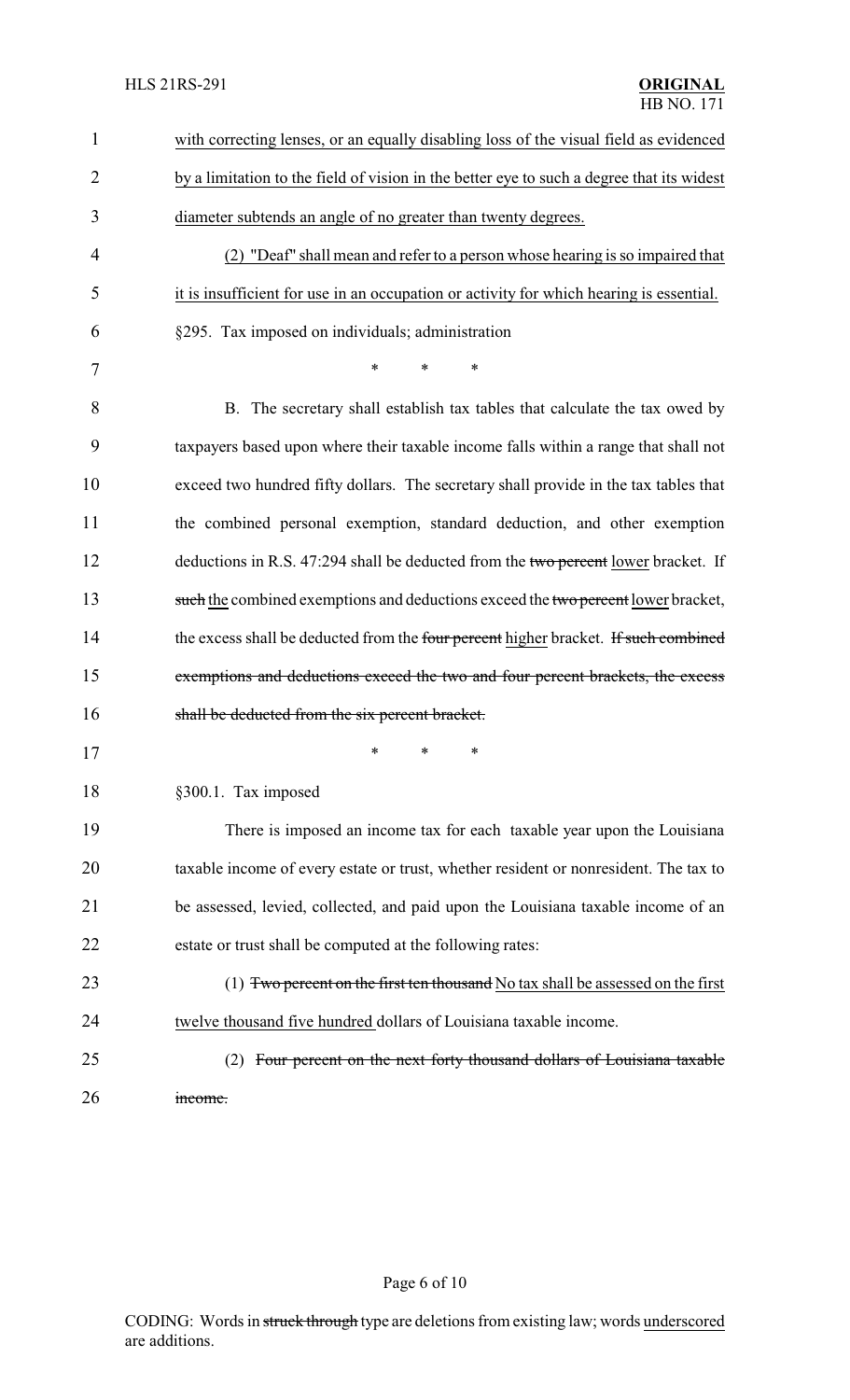with correcting lenses, or an equally disabling loss of the visual field as evidenced by a limitation to the field of vision in the better eye to such a degree that its widest diameter subtends an angle of no greater than twenty degrees.

(2) "Deaf" shall mean and refer to a person whose hearing is so impaired that it is insufficient for use in an occupation or activity for which hearing is essential.

§295. Tax imposed on individuals; administration

\* \* \*

B. The secretary shall establish tax tables that calculate the tax owed by taxpayers based upon where their taxable income falls within a range that shall not exceed two hundred fifty dollars. The secretary shall provide in the tax tables that the combined personal exemption, standard deduction, and other exemption deductions in R.S. 47:294 shall be deducted from the ~~two percent~~ lower bracket. If ~~such~~ the combined exemptions and deductions exceed the ~~two percent~~ lower bracket, the excess shall be deducted from the ~~four percent~~ higher bracket. ~~If such combined exemptions and deductions exceed the two and four percent brackets, the excess shall be deducted from the six percent bracket.~~

\* \* \*

§300.1. Tax imposed

There is imposed an income tax for each taxable year upon the Louisiana taxable income of every estate or trust, whether resident or nonresident. The tax to be assessed, levied, collected, and paid upon the Louisiana taxable income of an estate or trust shall be computed at the following rates:

(1) ~~Two percent on the first ten thousand~~ No tax shall be assessed on the first twelve thousand five hundred dollars of Louisiana taxable income.

(2) ~~Four percent on the next forty thousand dollars of Louisiana taxable income.~~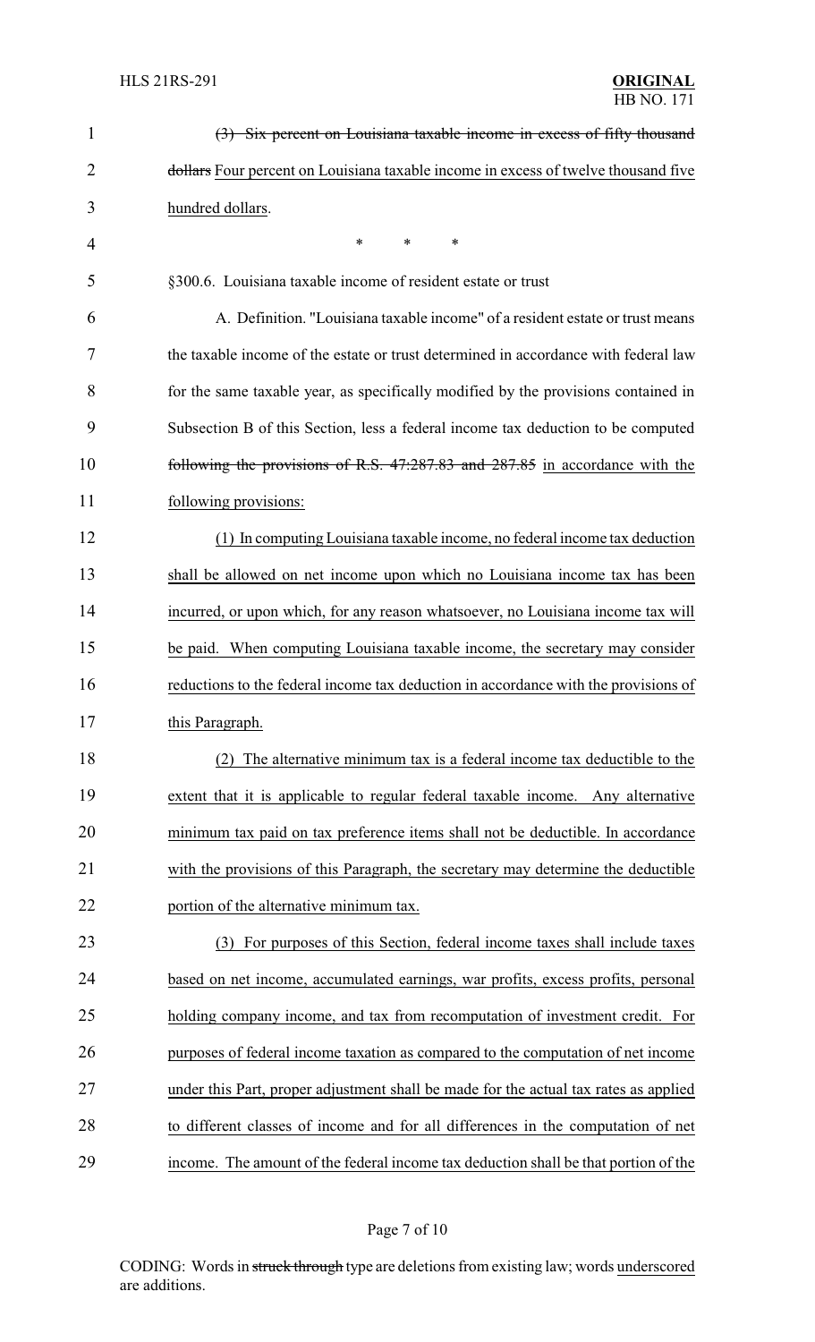(3) ~~Six percent on Louisiana taxable income in excess of fifty thousand dollars~~ Four percent on Louisiana taxable income in excess of twelve thousand five hundred dollars.

\* \* \*

§300.6. Louisiana taxable income of resident estate or trust

A. Definition. "Louisiana taxable income" of a resident estate or trust means the taxable income of the estate or trust determined in accordance with federal law for the same taxable year, as specifically modified by the provisions contained in Subsection B of this Section, less a federal income tax deduction to be computed ~~following the provisions of R.S. 47:287.83 and 287.85~~ in accordance with the following provisions:

(1) In computing Louisiana taxable income, no federal income tax deduction shall be allowed on net income upon which no Louisiana income tax has been incurred, or upon which, for any reason whatsoever, no Louisiana income tax will be paid. When computing Louisiana taxable income, the secretary may consider reductions to the federal income tax deduction in accordance with the provisions of this Paragraph.

(2) The alternative minimum tax is a federal income tax deductible to the extent that it is applicable to regular federal taxable income. Any alternative minimum tax paid on tax preference items shall not be deductible. In accordance with the provisions of this Paragraph, the secretary may determine the deductible portion of the alternative minimum tax.

(3) For purposes of this Section, federal income taxes shall include taxes based on net income, accumulated earnings, war profits, excess profits, personal holding company income, and tax from recomputation of investment credit. For purposes of federal income taxation as compared to the computation of net income under this Part, proper adjustment shall be made for the actual tax rates as applied to different classes of income and for all differences in the computation of net income. The amount of the federal income tax deduction shall be that portion of the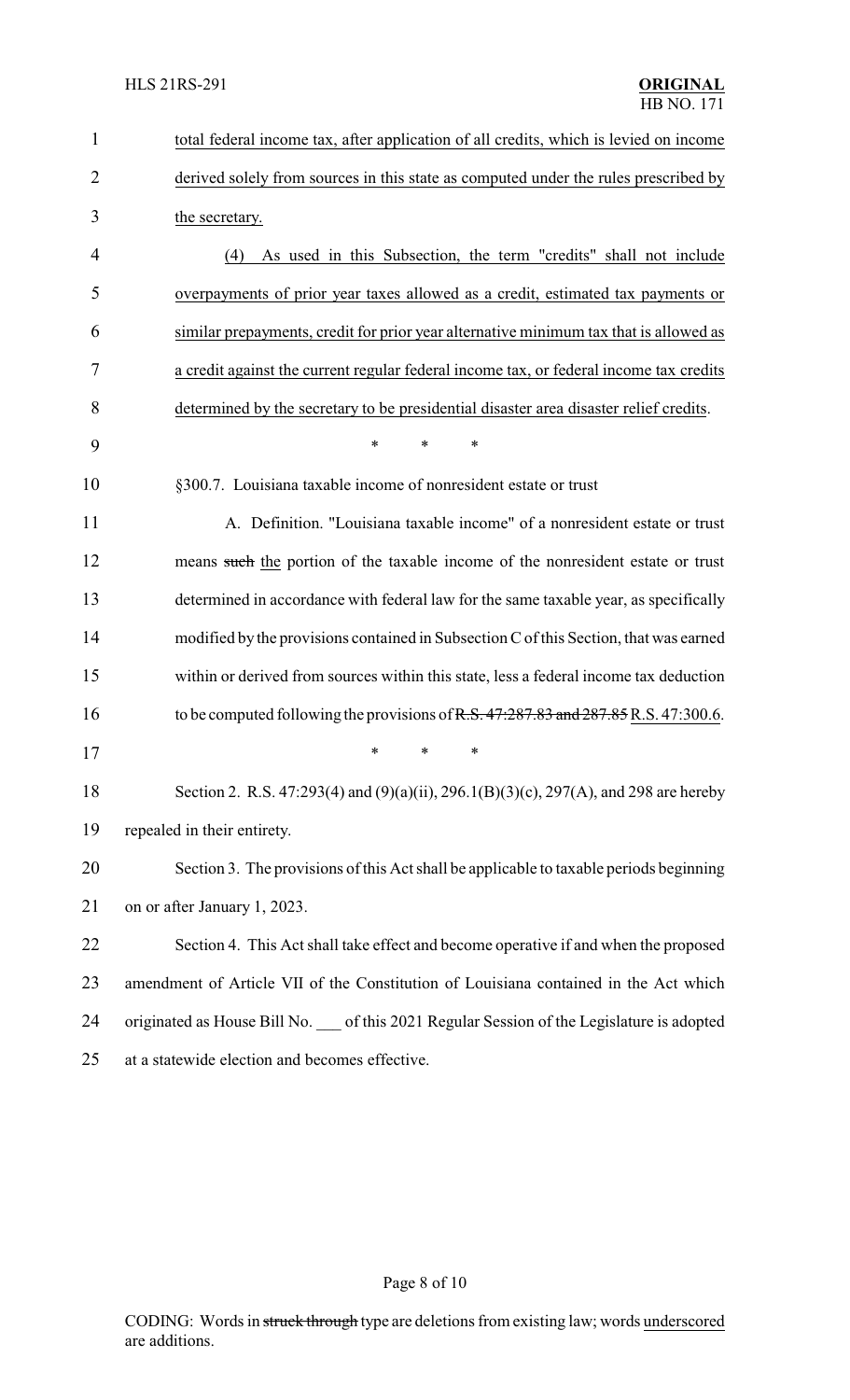total federal income tax, after application of all credits, which is levied on income derived solely from sources in this state as computed under the rules prescribed by the secretary.

(4) As used in this Subsection, the term "credits" shall not include overpayments of prior year taxes allowed as a credit, estimated tax payments or similar prepayments, credit for prior year alternative minimum tax that is allowed as a credit against the current regular federal income tax, or federal income tax credits determined by the secretary to be presidential disaster area disaster relief credits.

\* \* \*

§300.7. Louisiana taxable income of nonresident estate or trust

A. Definition. "Louisiana taxable income" of a nonresident estate or trust means ~~such~~ the portion of the taxable income of the nonresident estate or trust determined in accordance with federal law for the same taxable year, as specifically modified by the provisions contained in Subsection C of this Section, that was earned within or derived from sources within this state, less a federal income tax deduction to be computed following the provisions of ~~R.S. 47:287.83 and 287.85~~ R.S. 47:300.6.

\* \* \*

Section 2. R.S. 47:293(4) and (9)(a)(ii), 296.1(B)(3)(c), 297(A), and 298 are hereby repealed in their entirety.

Section 3. The provisions of this Act shall be applicable to taxable periods beginning on or after January 1, 2023.

Section 4. This Act shall take effect and become operative if and when the proposed amendment of Article VII of the Constitution of Louisiana contained in the Act which originated as House Bill No. \_\_\_ of this 2021 Regular Session of the Legislature is adopted at a statewide election and becomes effective.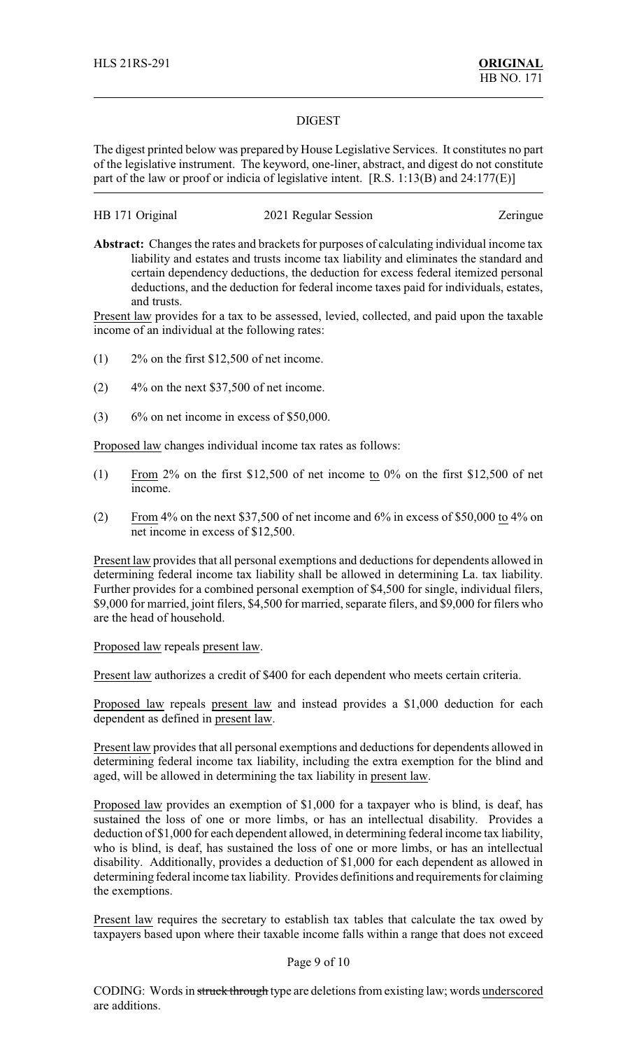HLS 21RS-291 **ORIGINAL**
HB NO. 171

## DIGEST

The digest printed below was prepared by House Legislative Services. It constitutes no part of the legislative instrument. The keyword, one-liner, abstract, and digest do not constitute part of the law or proof or indicia of legislative intent. [R.S. 1:13(B) and 24:177(E)]

HB 171 Original 2021 Regular Session Zeringue

**Abstract:** Changes the rates and brackets for purposes of calculating individual income tax liability and estates and trusts income tax liability and eliminates the standard and certain dependency deductions, the deduction for excess federal itemized personal deductions, and the deduction for federal income taxes paid for individuals, estates, and trusts.

Present law provides for a tax to be assessed, levied, collected, and paid upon the taxable income of an individual at the following rates:

(1) 2% on the first $12,500 of net income.

(2) 4% on the next $37,500 of net income.

(3) 6% on net income in excess of $50,000.

Proposed law changes individual income tax rates as follows:

(1) From 2% on the first $12,500 of net income to 0% on the first $12,500 of net income.

(2) From 4% on the next $37,500 of net income and 6% in excess of $50,000 to 4% on net income in excess of $12,500.

Present law provides that all personal exemptions and deductions for dependents allowed in determining federal income tax liability shall be allowed in determining La. tax liability. Further provides for a combined personal exemption of $4,500 for single, individual filers, $9,000 for married, joint filers, $4,500 for married, separate filers, and $9,000 for filers who are the head of household.

Proposed law repeals present law.

Present law authorizes a credit of $400 for each dependent who meets certain criteria.

Proposed law repeals present law and instead provides a $1,000 deduction for each dependent as defined in present law.

Present law provides that all personal exemptions and deductions for dependents allowed in determining federal income tax liability, including the extra exemption for the blind and aged, will be allowed in determining the tax liability in present law.

Proposed law provides an exemption of $1,000 for a taxpayer who is blind, is deaf, has sustained the loss of one or more limbs, or has an intellectual disability. Provides a deduction of $1,000 for each dependent allowed, in determining federal income tax liability, who is blind, is deaf, has sustained the loss of one or more limbs, or has an intellectual disability. Additionally, provides a deduction of $1,000 for each dependent as allowed in determining federal income tax liability. Provides definitions and requirements for claiming the exemptions.

Present law requires the secretary to establish tax tables that calculate the tax owed by taxpayers based upon where their taxable income falls within a range that does not exceed

CODING: Words in ~~struck through~~ type are deletions from existing law; words underscored are additions.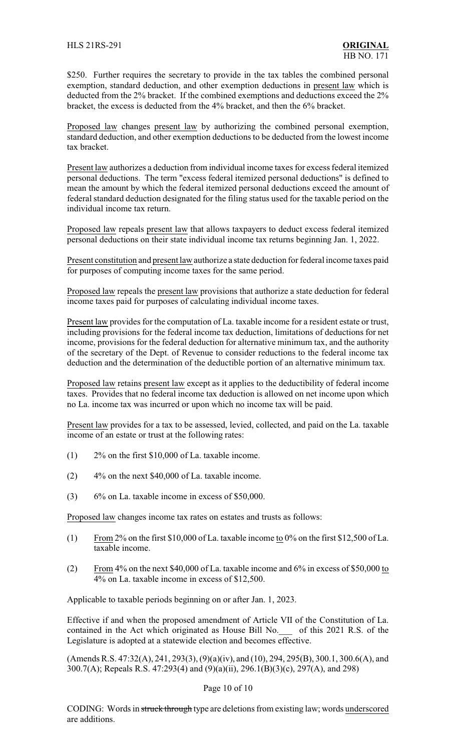\$250. Further requires the secretary to provide in the tax tables the combined personal exemption, standard deduction, and other exemption deductions in present law which is deducted from the 2% bracket. If the combined exemptions and deductions exceed the 2% bracket, the excess is deducted from the 4% bracket, and then the 6% bracket.

Proposed law changes present law by authorizing the combined personal exemption, standard deduction, and other exemption deductions to be deducted from the lowest income tax bracket.

Present law authorizes a deduction from individual income taxes for excess federal itemized personal deductions. The term "excess federal itemized personal deductions" is defined to mean the amount by which the federal itemized personal deductions exceed the amount of federal standard deduction designated for the filing status used for the taxable period on the individual income tax return.

Proposed law repeals present law that allows taxpayers to deduct excess federal itemized personal deductions on their state individual income tax returns beginning Jan. 1, 2022.

Present constitution and present law authorize a state deduction for federal income taxes paid for purposes of computing income taxes for the same period.

Proposed law repeals the present law provisions that authorize a state deduction for federal income taxes paid for purposes of calculating individual income taxes.

Present law provides for the computation of La. taxable income for a resident estate or trust, including provisions for the federal income tax deduction, limitations of deductions for net income, provisions for the federal deduction for alternative minimum tax, and the authority of the secretary of the Dept. of Revenue to consider reductions to the federal income tax deduction and the determination of the deductible portion of an alternative minimum tax.

Proposed law retains present law except as it applies to the deductibility of federal income taxes. Provides that no federal income tax deduction is allowed on net income upon which no La. income tax was incurred or upon which no income tax will be paid.

Present law provides for a tax to be assessed, levied, collected, and paid on the La. taxable income of an estate or trust at the following rates:

(1) 2% on the first $10,000 of La. taxable income.

(2) 4% on the next $40,000 of La. taxable income.

(3) 6% on La. taxable income in excess of $50,000.

Proposed law changes income tax rates on estates and trusts as follows:

(1) From 2% on the first $10,000 of La. taxable income to 0% on the first $12,500 of La. taxable income.

(2) From 4% on the next $40,000 of La. taxable income and 6% in excess of $50,000 to 4% on La. taxable income in excess of $12,500.

Applicable to taxable periods beginning on or after Jan. 1, 2023.

Effective if and when the proposed amendment of Article VII of the Constitution of La. contained in the Act which originated as House Bill No.___ of this 2021 R.S. of the Legislature is adopted at a statewide election and becomes effective.

(Amends R.S. 47:32(A), 241, 293(3), (9)(a)(iv), and (10), 294, 295(B), 300.1, 300.6(A), and 300.7(A); Repeals R.S. 47:293(4) and (9)(a)(ii), 296.1(B)(3)(c), 297(A), and 298)

CODING: Words in ~~struck through~~ type are deletions from existing law; words underscored are additions.